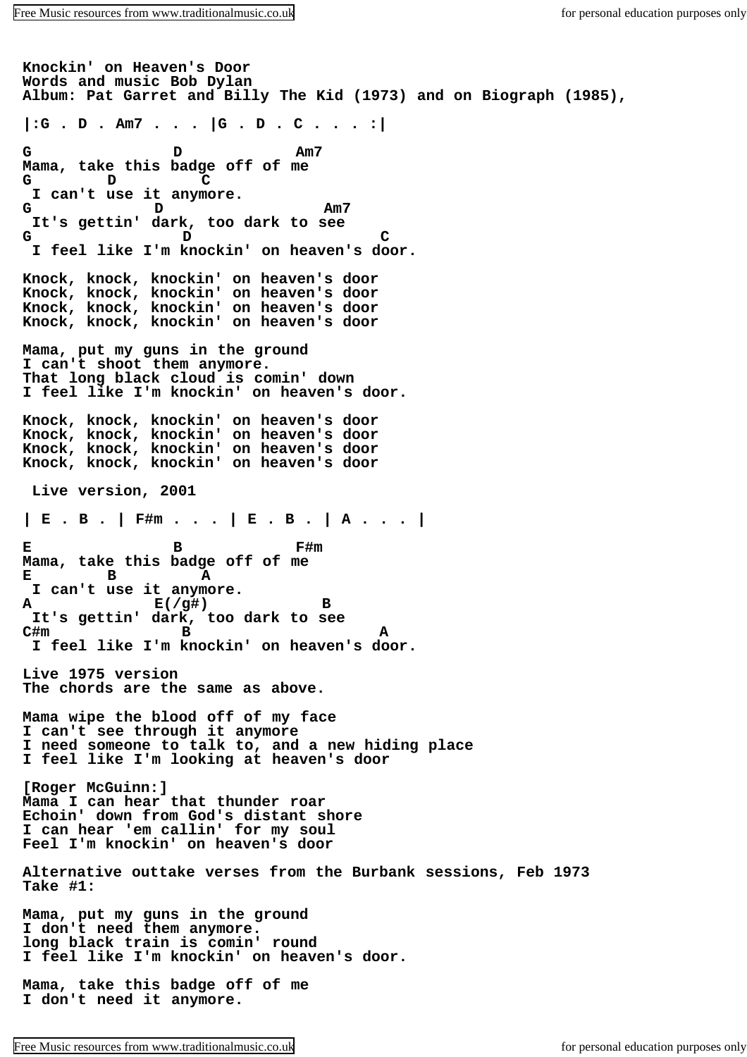**Knockin' on Heaven's Door**
**Words and music Bob Dylan**
**Album: Pat Garret and Billy The Kid (1973) and on Biograph (1985),**

```
|:G . D . Am7 . . . |G . D . C . . . :|

G               D            Am7
Mama, take this badge off of me
G        D         C
 I can't use it anymore.
G              D                 Am7
 It's gettin' dark, too dark to see
G                 D                     C
 I feel like I'm knockin' on heaven's door.

Knock, knock, knockin' on heaven's door
Knock, knock, knockin' on heaven's door
Knock, knock, knockin' on heaven's door
Knock, knock, knockin' on heaven's door

Mama, put my guns in the ground
I can't shoot them anymore.
That long black cloud is comin' down
I feel like I'm knockin' on heaven's door.

Knock, knock, knockin' on heaven's door
Knock, knock, knockin' on heaven's door
Knock, knock, knockin' on heaven's door
Knock, knock, knockin' on heaven's door

 Live version, 2001

| E . B . | F#m . . . | E . B . | A . . . |

E               B            F#m
Mama, take this badge off of me
E        B         A
 I can't use it anymore.
A              E(/g#)           B
 It's gettin' dark, too dark to see
C#m               B                     A
 I feel like I'm knockin' on heaven's door.

Live 1975 version
The chords are the same as above.

Mama wipe the blood off of my face
I can't see through it anymore
I need someone to talk to, and a new hiding place
I feel like I'm looking at heaven's door

[Roger McGuinn:]
Mama I can hear that thunder roar
Echoin' down from God's distant shore
I can hear 'em callin' for my soul
Feel I'm knockin' on heaven's door

Alternative outtake verses from the Burbank sessions, Feb 1973
Take #1:

Mama, put my guns in the ground
I don't need them anymore.
long black train is comin' round
I feel like I'm knockin' on heaven's door.

Mama, take this badge off of me
I don't need it anymore.
```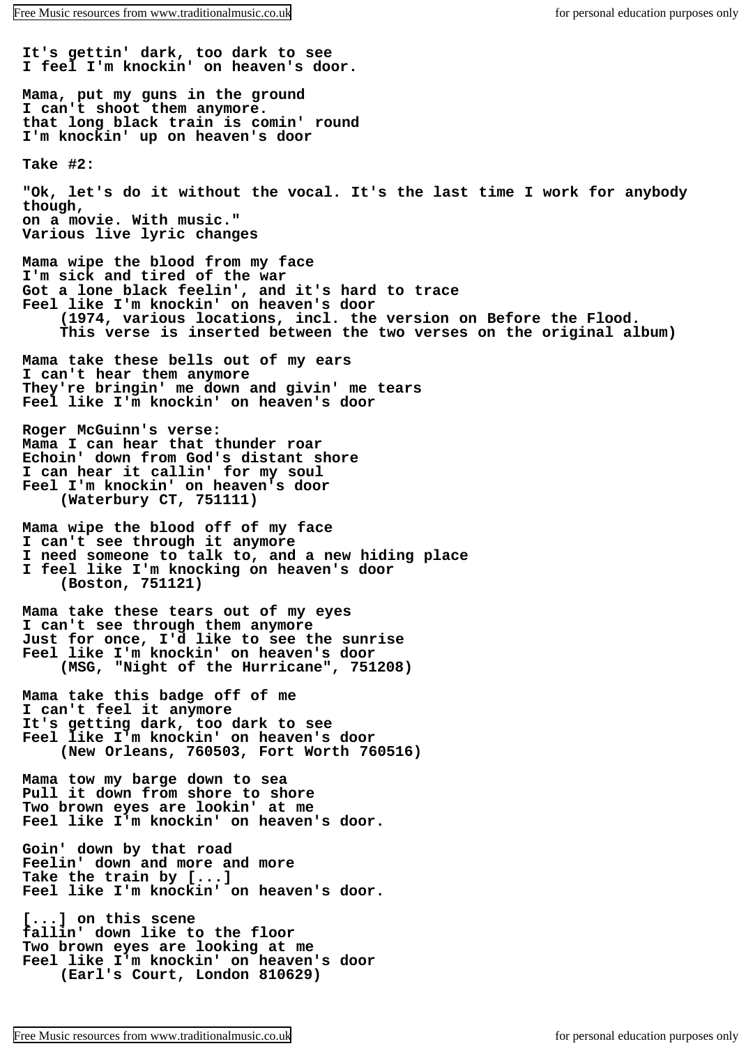**It's gettin' dark, too dark to see**
**I feel I'm knockin' on heaven's door.**

**Mama, put my guns in the ground**
**I can't shoot them anymore.**
**that long black train is comin' round**
**I'm knockin' up on heaven's door**

**Take #2:**

**"Ok, let's do it without the vocal. It's the last time I work for anybody though,**
**on a movie. With music."**
**Various live lyric changes**

**Mama wipe the blood from my face**
**I'm sick and tired of the war**
**Got a lone black feelin', and it's hard to trace**
**Feel like I'm knockin' on heaven's door**
**(1974, various locations, incl. the version on Before the Flood.**
**This verse is inserted between the two verses on the original album)**

**Mama take these bells out of my ears**
**I can't hear them anymore**
**They're bringin' me down and givin' me tears**
**Feel like I'm knockin' on heaven's door**

**Roger McGuinn's verse:**
**Mama I can hear that thunder roar**
**Echoin' down from God's distant shore**
**I can hear it callin' for my soul**
**Feel I'm knockin' on heaven's door**
**(Waterbury CT, 751111)**

**Mama wipe the blood off of my face**
**I can't see through it anymore**
**I need someone to talk to, and a new hiding place**
**I feel like I'm knocking on heaven's door**
**(Boston, 751121)**

**Mama take these tears out of my eyes**
**I can't see through them anymore**
**Just for once, I'd like to see the sunrise**
**Feel like I'm knockin' on heaven's door**
**(MSG, "Night of the Hurricane", 751208)**

**Mama take this badge off of me**
**I can't feel it anymore**
**It's getting dark, too dark to see**
**Feel like I'm knockin' on heaven's door**
**(New Orleans, 760503, Fort Worth 760516)**

**Mama tow my barge down to sea**
**Pull it down from shore to shore**
**Two brown eyes are lookin' at me**
**Feel like I'm knockin' on heaven's door.**

**Goin' down by that road**
**Feelin' down and more and more**
**Take the train by [...]**
**Feel like I'm knockin' on heaven's door.**

**[...] on this scene**
**fallin' down like to the floor**
**Two brown eyes are looking at me**
**Feel like I'm knockin' on heaven's door**
**(Earl's Court, London 810629)**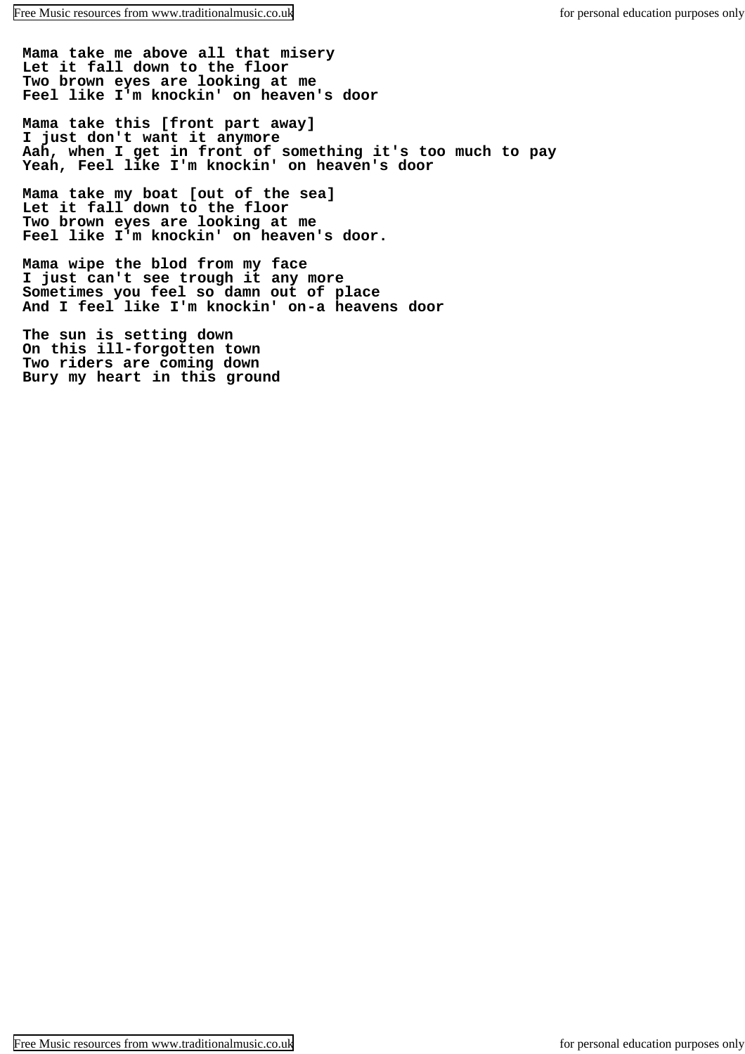**Mama take me above all that misery**
**Let it fall down to the floor**
**Two brown eyes are looking at me**
**Feel like I'm knockin' on heaven's door**

**Mama take this [front part away]**
**I just don't want it anymore**
**Aah, when I get in front of something it's too much to pay**
**Yeah, Feel like I'm knockin' on heaven's door**

**Mama take my boat [out of the sea]**
**Let it fall down to the floor**
**Two brown eyes are looking at me**
**Feel like I'm knockin' on heaven's door.**

**Mama wipe the blod from my face**
**I just can't see trough it any more**
**Sometimes you feel so damn out of place**
**And I feel like I'm knockin' on-a heavens door**

**The sun is setting down**
**On this ill-forgotten town**
**Two riders are coming down**
**Bury my heart in this ground**